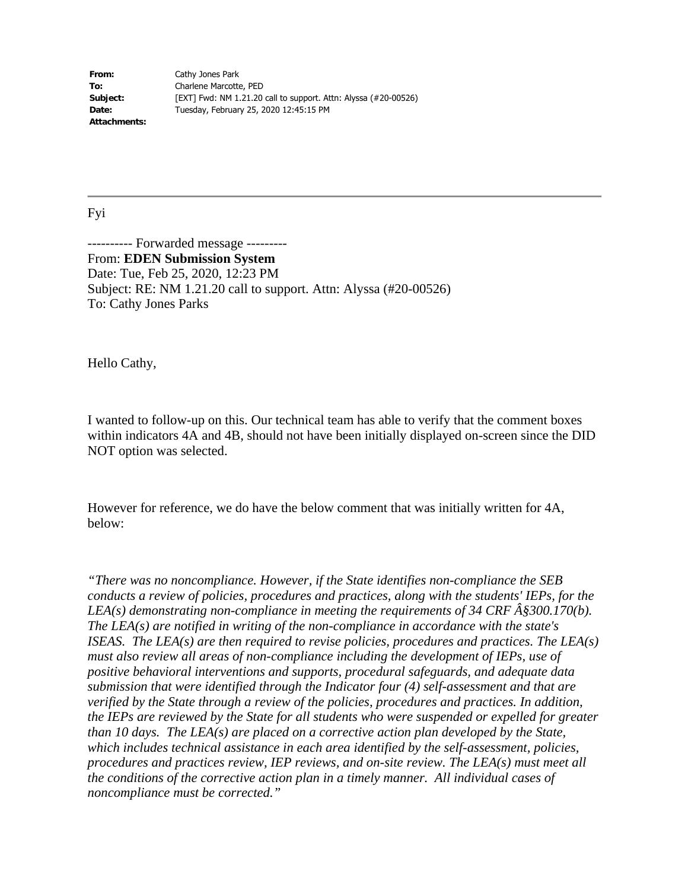**From:** Cathy Jones Park
**To:** Charlene Marcotte, PED
**Subject:** [EXT] Fwd: NM 1.21.20 call to support. Attn: Alyssa (#20-00526)
**Date:** Tuesday, February 25, 2020 12:45:15 PM
**Attachments:**

---

Fyi

---------- Forwarded message ---------
From: **EDEN Submission System**
Date: Tue, Feb 25, 2020, 12:23 PM
Subject: RE: NM 1.21.20 call to support. Attn: Alyssa (#20-00526)
To: Cathy Jones Parks

Hello Cathy,

I wanted to follow-up on this. Our technical team has able to verify that the comment boxes within indicators 4A and 4B, should not have been initially displayed on-screen since the DID NOT option was selected.

However for reference, we do have the below comment that was initially written for 4A, below:

*"There was no noncompliance. However, if the State identifies non-compliance the SEB conducts a review of policies, procedures and practices, along with the students' IEPs, for the LEA(s) demonstrating non-compliance in meeting the requirements of 34 CRF Â§300.170(b). The LEA(s) are notified in writing of the non-compliance in accordance with the state's ISEAS. The LEA(s) are then required to revise policies, procedures and practices. The LEA(s) must also review all areas of non-compliance including the development of IEPs, use of positive behavioral interventions and supports, procedural safeguards, and adequate data submission that were identified through the Indicator four (4) self-assessment and that are verified by the State through a review of the policies, procedures and practices. In addition, the IEPs are reviewed by the State for all students who were suspended or expelled for greater than 10 days. The LEA(s) are placed on a corrective action plan developed by the State, which includes technical assistance in each area identified by the self-assessment, policies, procedures and practices review, IEP reviews, and on-site review. The LEA(s) must meet all the conditions of the corrective action plan in a timely manner. All individual cases of noncompliance must be corrected."*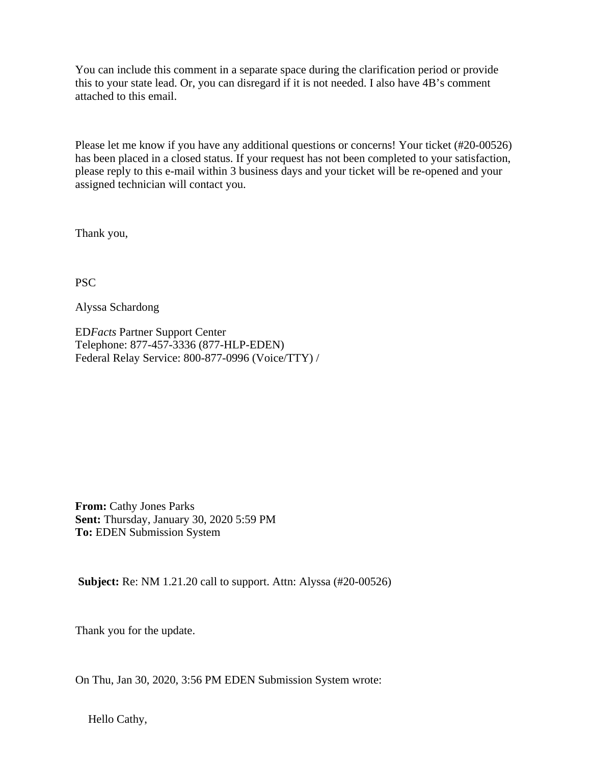You can include this comment in a separate space during the clarification period or provide this to your state lead. Or, you can disregard if it is not needed. I also have 4B's comment attached to this email.

Please let me know if you have any additional questions or concerns! Your ticket (#20-00526) has been placed in a closed status. If your request has not been completed to your satisfaction, please reply to this e-mail within 3 business days and your ticket will be re-opened and your assigned technician will contact you.

Thank you,

PSC

Alyssa Schardong

ED*Facts* Partner Support Center
Telephone: 877-457-3336 (877-HLP-EDEN)
Federal Relay Service: 800-877-0996 (Voice/TTY) /

**From:** Cathy Jones Parks
**Sent:** Thursday, January 30, 2020 5:59 PM
**To:** EDEN Submission System

**Subject:** Re: NM 1.21.20 call to support. Attn: Alyssa (#20-00526)

Thank you for the update.

On Thu, Jan 30, 2020, 3:56 PM EDEN Submission System wrote:

Hello Cathy,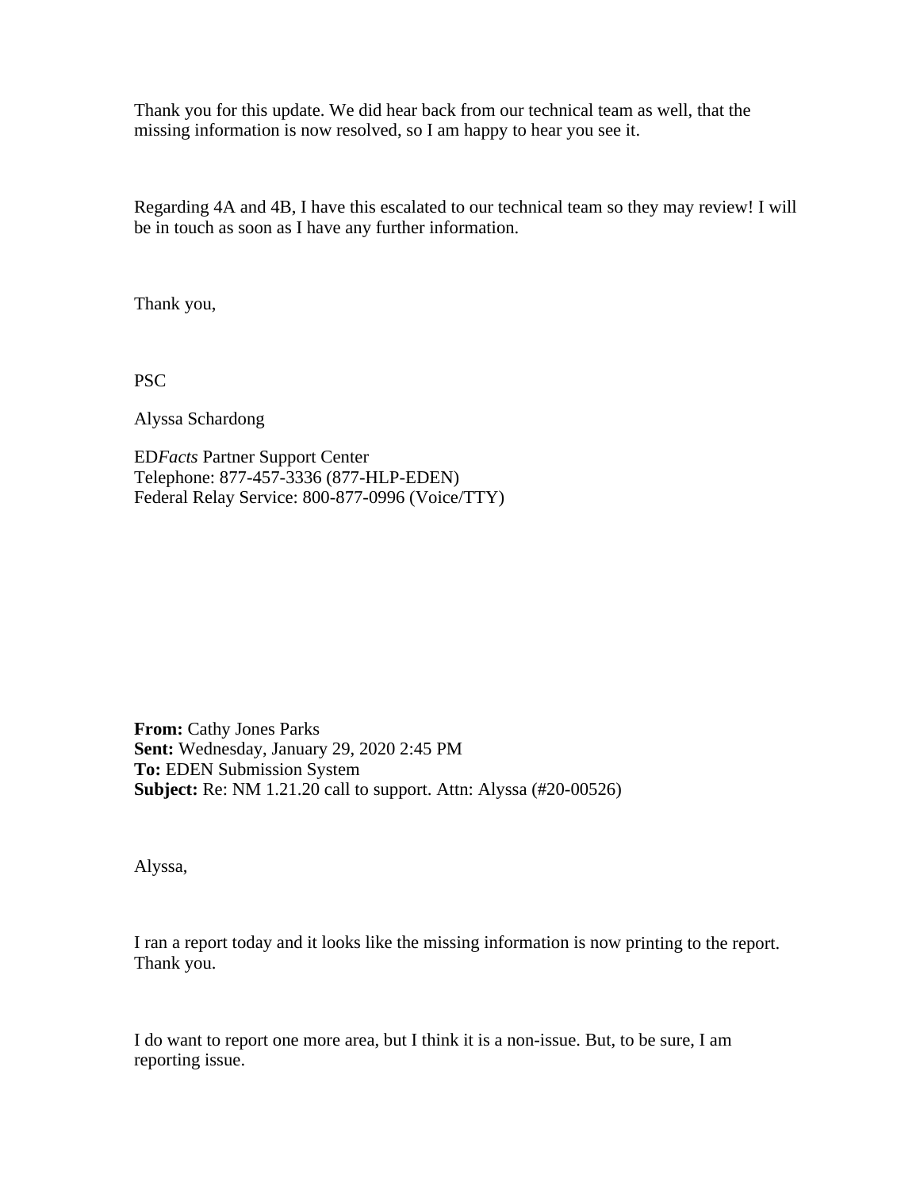Thank you for this update. We did hear back from our technical team as well, that the missing information is now resolved, so I am happy to hear you see it.

Regarding 4A and 4B, I have this escalated to our technical team so they may review! I will be in touch as soon as I have any further information.

Thank you,

PSC

Alyssa Schardong

ED*Facts* Partner Support Center
Telephone: 877-457-3336 (877-HLP-EDEN)
Federal Relay Service: 800-877-0996 (Voice/TTY)

**From:** Cathy Jones Parks
**Sent:** Wednesday, January 29, 2020 2:45 PM
**To:** EDEN Submission System
**Subject:** Re: NM 1.21.20 call to support. Attn: Alyssa (#20-00526)

Alyssa,

I ran a report today and it looks like the missing information is now printing to the report. Thank you.

I do want to report one more area, but I think it is a non-issue. But, to be sure, I am reporting issue.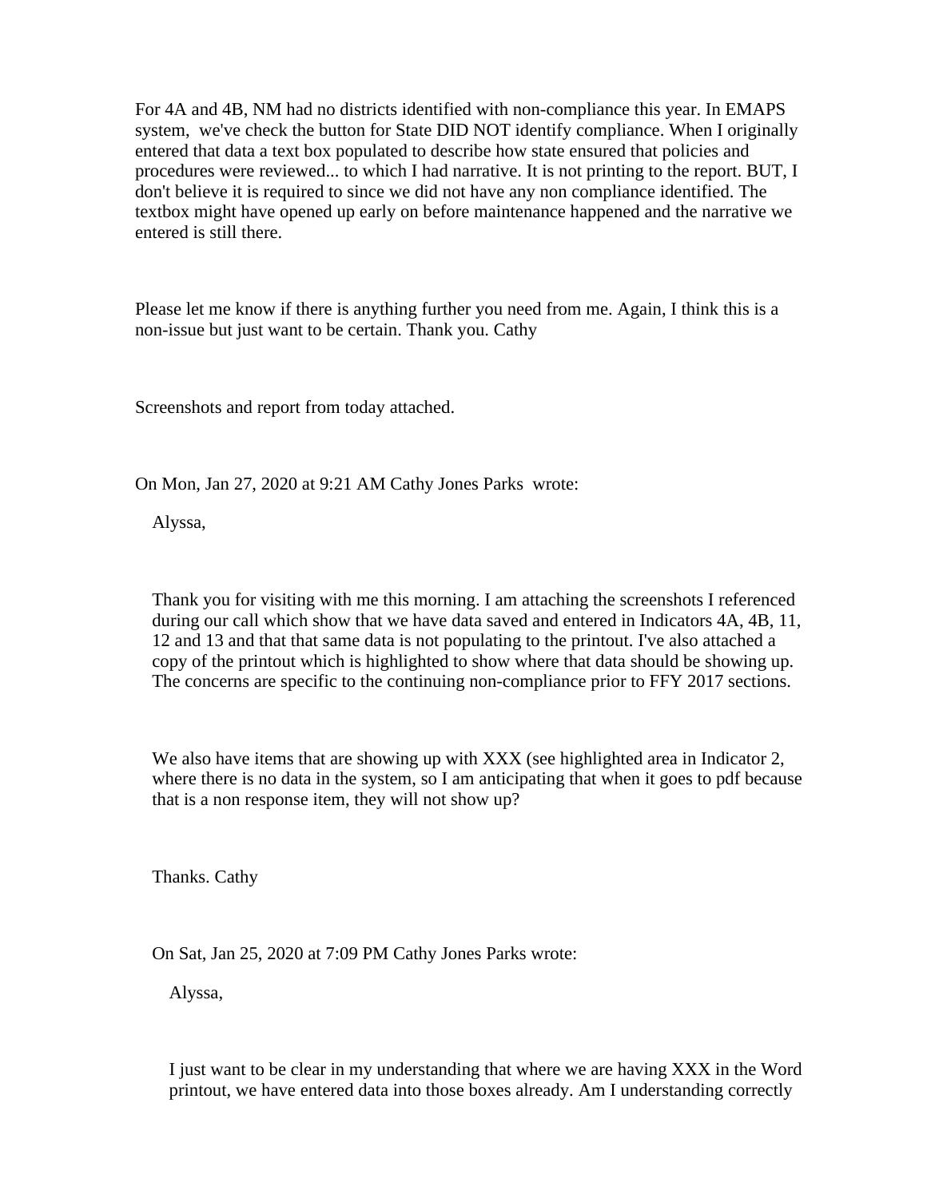For 4A and 4B, NM had no districts identified with non-compliance this year. In EMAPS system, we've check the button for State DID NOT identify compliance. When I originally entered that data a text box populated to describe how state ensured that policies and procedures were reviewed... to which I had narrative. It is not printing to the report. BUT, I don't believe it is required to since we did not have any non compliance identified. The textbox might have opened up early on before maintenance happened and the narrative we entered is still there.

Please let me know if there is anything further you need from me. Again, I think this is a non-issue but just want to be certain. Thank you. Cathy

Screenshots and report from today attached.

On Mon, Jan 27, 2020 at 9:21 AM Cathy Jones Parks wrote:

> Alyssa,
>
> Thank you for visiting with me this morning. I am attaching the screenshots I referenced during our call which show that we have data saved and entered in Indicators 4A, 4B, 11, 12 and 13 and that that same data is not populating to the printout. I've also attached a copy of the printout which is highlighted to show where that data should be showing up. The concerns are specific to the continuing non-compliance prior to FFY 2017 sections.
>
> We also have items that are showing up with XXX (see highlighted area in Indicator 2, where there is no data in the system, so I am anticipating that when it goes to pdf because that is a non response item, they will not show up?
>
> Thanks. Cathy
>
> On Sat, Jan 25, 2020 at 7:09 PM Cathy Jones Parks wrote:
>
> > Alyssa,
> >
> > I just want to be clear in my understanding that where we are having XXX in the Word printout, we have entered data into those boxes already. Am I understanding correctly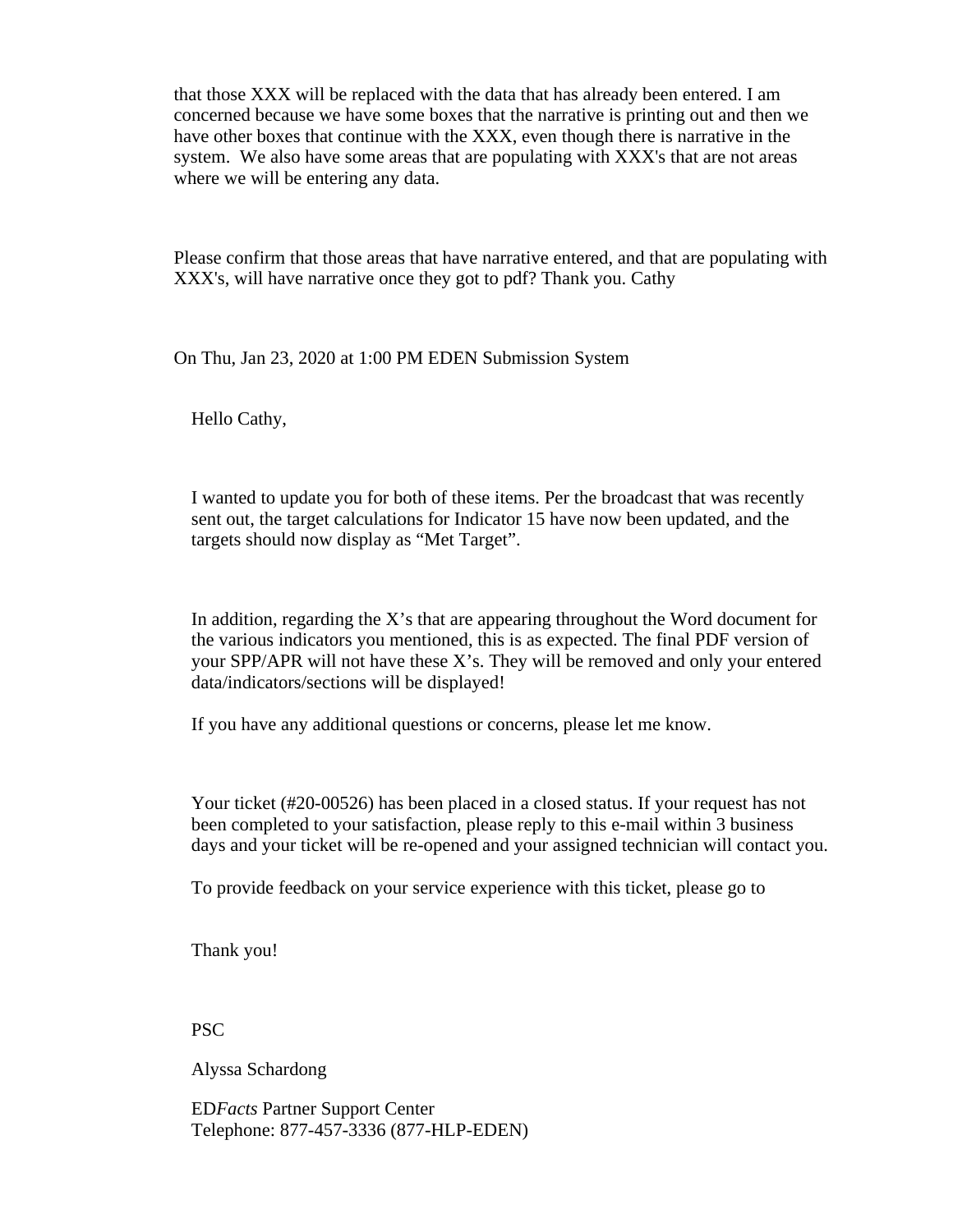that those XXX will be replaced with the data that has already been entered. I am concerned because we have some boxes that the narrative is printing out and then we have other boxes that continue with the XXX, even though there is narrative in the system. We also have some areas that are populating with XXX's that are not areas where we will be entering any data.

Please confirm that those areas that have narrative entered, and that are populating with XXX's, will have narrative once they got to pdf? Thank you. Cathy

On Thu, Jan 23, 2020 at 1:00 PM EDEN Submission System

Hello Cathy,

I wanted to update you for both of these items. Per the broadcast that was recently sent out, the target calculations for Indicator 15 have now been updated, and the targets should now display as "Met Target".

In addition, regarding the X's that are appearing throughout the Word document for the various indicators you mentioned, this is as expected. The final PDF version of your SPP/APR will not have these X's. They will be removed and only your entered data/indicators/sections will be displayed!

If you have any additional questions or concerns, please let me know.

Your ticket (#20-00526) has been placed in a closed status. If your request has not been completed to your satisfaction, please reply to this e-mail within 3 business days and your ticket will be re-opened and your assigned technician will contact you.

To provide feedback on your service experience with this ticket, please go to

Thank you!

PSC

Alyssa Schardong

ED*Facts* Partner Support Center
Telephone: 877-457-3336 (877-HLP-EDEN)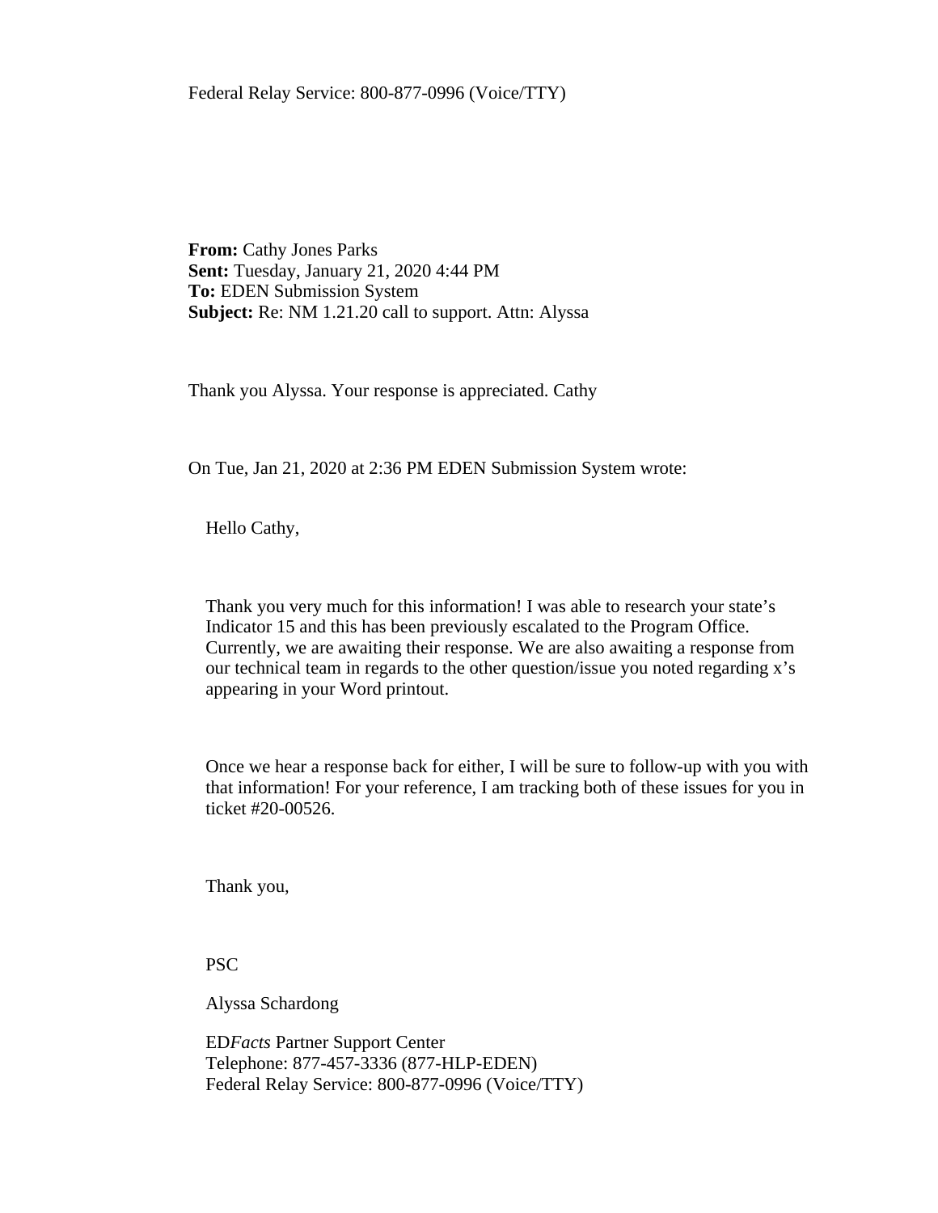Federal Relay Service: 800-877-0996 (Voice/TTY)

**From:** Cathy Jones Parks
**Sent:** Tuesday, January 21, 2020 4:44 PM
**To:** EDEN Submission System
**Subject:** Re: NM 1.21.20 call to support. Attn: Alyssa

Thank you Alyssa. Your response is appreciated. Cathy

On Tue, Jan 21, 2020 at 2:36 PM EDEN Submission System wrote:

Hello Cathy,

Thank you very much for this information! I was able to research your state's Indicator 15 and this has been previously escalated to the Program Office. Currently, we are awaiting their response. We are also awaiting a response from our technical team in regards to the other question/issue you noted regarding x's appearing in your Word printout.

Once we hear a response back for either, I will be sure to follow-up with you with that information! For your reference, I am tracking both of these issues for you in ticket #20-00526.

Thank you,

PSC

Alyssa Schardong

ED*Facts* Partner Support Center
Telephone: 877-457-3336 (877-HLP-EDEN)
Federal Relay Service: 800-877-0996 (Voice/TTY)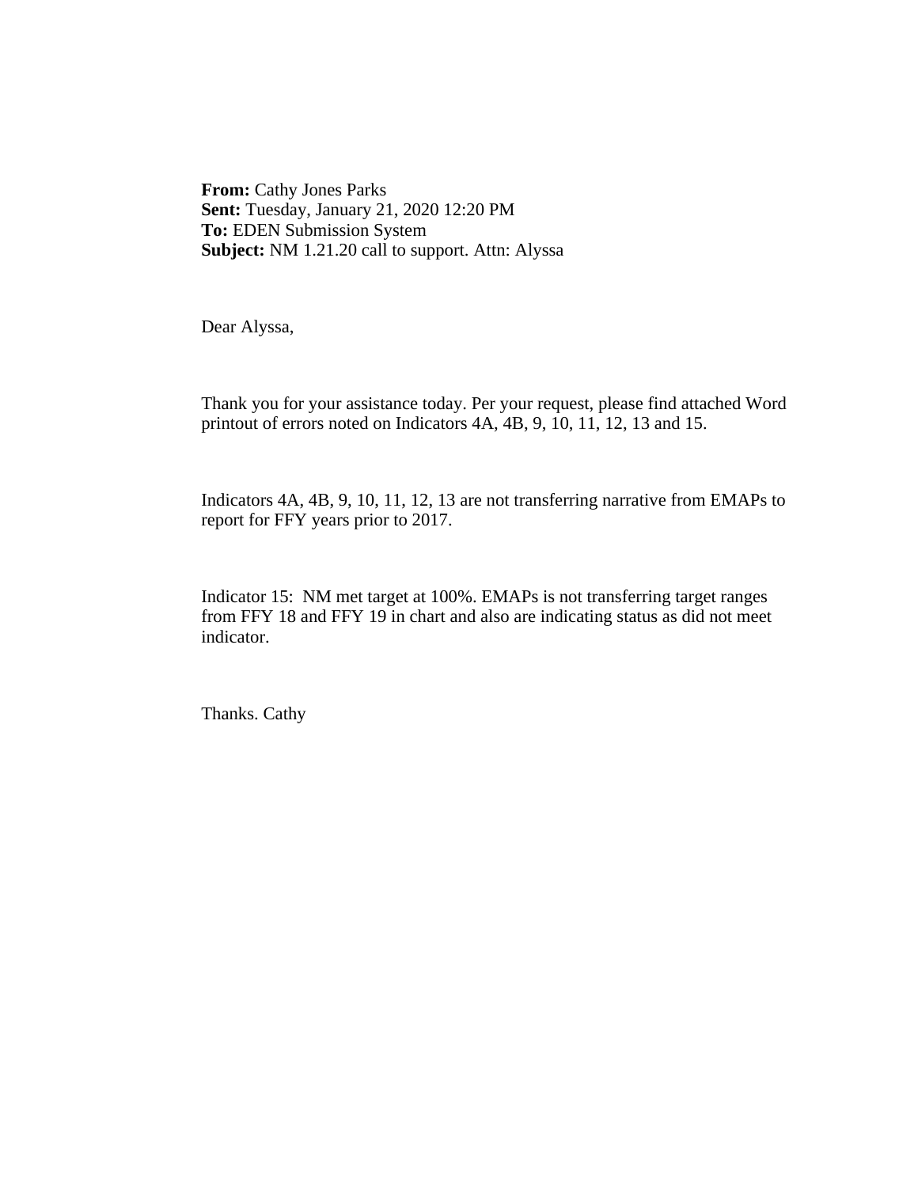**From:** Cathy Jones Parks
**Sent:** Tuesday, January 21, 2020 12:20 PM
**To:** EDEN Submission System
**Subject:** NM 1.21.20 call to support. Attn: Alyssa

Dear Alyssa,

Thank you for your assistance today. Per your request, please find attached Word printout of errors noted on Indicators 4A, 4B, 9, 10, 11, 12, 13 and 15.

Indicators 4A, 4B, 9, 10, 11, 12, 13 are not transferring narrative from EMAPs to report for FFY years prior to 2017.

Indicator 15: NM met target at 100%. EMAPs is not transferring target ranges from FFY 18 and FFY 19 in chart and also are indicating status as did not meet indicator.

Thanks. Cathy